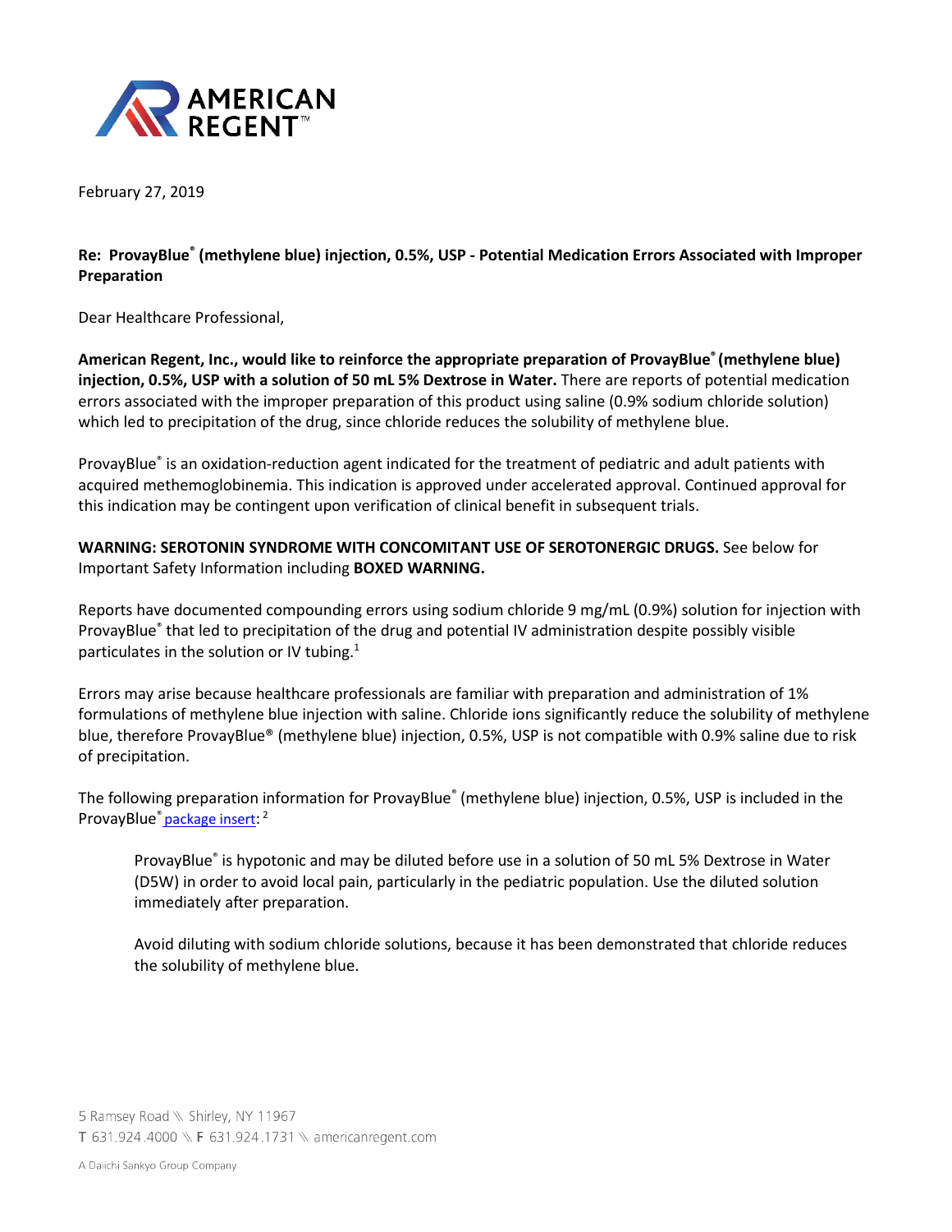AMERICAN REGENT™

February 27, 2019

**Re: ProvayBlue® (methylene blue) injection, 0.5%, USP - Potential Medication Errors Associated with Improper Preparation**

Dear Healthcare Professional,

**American Regent, Inc., would like to reinforce the appropriate preparation of ProvayBlue® (methylene blue) injection, 0.5%, USP with a solution of 50 mL 5% Dextrose in Water.** There are reports of potential medication errors associated with the improper preparation of this product using saline (0.9% sodium chloride solution) which led to precipitation of the drug, since chloride reduces the solubility of methylene blue.

ProvayBlue® is an oxidation-reduction agent indicated for the treatment of pediatric and adult patients with acquired methemoglobinemia. This indication is approved under accelerated approval. Continued approval for this indication may be contingent upon verification of clinical benefit in subsequent trials.

**WARNING: SEROTONIN SYNDROME WITH CONCOMITANT USE OF SEROTONERGIC DRUGS.** See below for Important Safety Information including **BOXED WARNING.**

Reports have documented compounding errors using sodium chloride 9 mg/mL (0.9%) solution for injection with ProvayBlue® that led to precipitation of the drug and potential IV administration despite possibly visible particulates in the solution or IV tubing.[1]

Errors may arise because healthcare professionals are familiar with preparation and administration of 1% formulations of methylene blue injection with saline. Chloride ions significantly reduce the solubility of methylene blue, therefore ProvayBlue® (methylene blue) injection, 0.5%, USP is not compatible with 0.9% saline due to risk of precipitation.

The following preparation information for ProvayBlue® (methylene blue) injection, 0.5%, USP is included in the ProvayBlue® package insert:[2]

> ProvayBlue® is hypotonic and may be diluted before use in a solution of 50 mL 5% Dextrose in Water (D5W) in order to avoid local pain, particularly in the pediatric population. Use the diluted solution immediately after preparation.
>
> Avoid diluting with sodium chloride solutions, because it has been demonstrated that chloride reduces the solubility of methylene blue.

5 Ramsey Road \\ Shirley, NY 11967
T 631.924.4000 \\ F 631.924.1731 \\ americanregent.com

A Daiichi Sankyo Group Company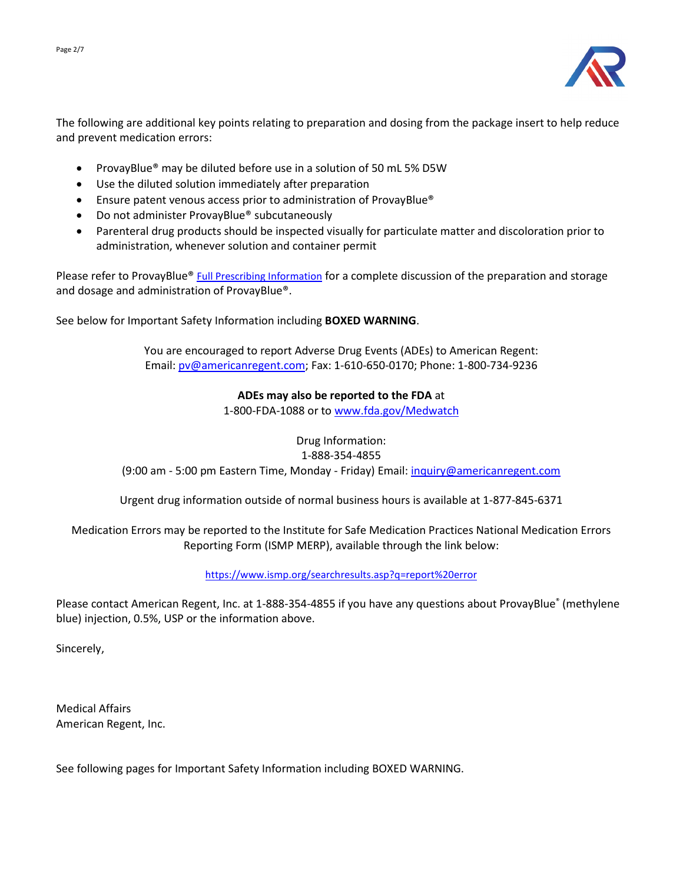The following are additional key points relating to preparation and dosing from the package insert to help reduce and prevent medication errors:

- ProvayBlue® may be diluted before use in a solution of 50 mL 5% D5W
- Use the diluted solution immediately after preparation
- Ensure patent venous access prior to administration of ProvayBlue®
- Do not administer ProvayBlue® subcutaneously
- Parenteral drug products should be inspected visually for particulate matter and discoloration prior to administration, whenever solution and container permit

Please refer to ProvayBlue® Full Prescribing Information for a complete discussion of the preparation and storage and dosage and administration of ProvayBlue®.

See below for Important Safety Information including **BOXED WARNING**.

You are encouraged to report Adverse Drug Events (ADEs) to American Regent:
Email: pv@americanregent.com; Fax: 1-610-650-0170; Phone: 1-800-734-9236

**ADEs may also be reported to the FDA** at
1-800-FDA-1088 or to www.fda.gov/Medwatch

Drug Information:
1-888-354-4855
(9:00 am - 5:00 pm Eastern Time, Monday - Friday) Email: inquiry@americanregent.com

Urgent drug information outside of normal business hours is available at 1-877-845-6371

Medication Errors may be reported to the Institute for Safe Medication Practices National Medication Errors Reporting Form (ISMP MERP), available through the link below:

https://www.ismp.org/searchresults.asp?q=report%20error

Please contact American Regent, Inc. at 1-888-354-4855 if you have any questions about ProvayBlue® (methylene blue) injection, 0.5%, USP or the information above.

Sincerely,

Medical Affairs
American Regent, Inc.

See following pages for Important Safety Information including BOXED WARNING.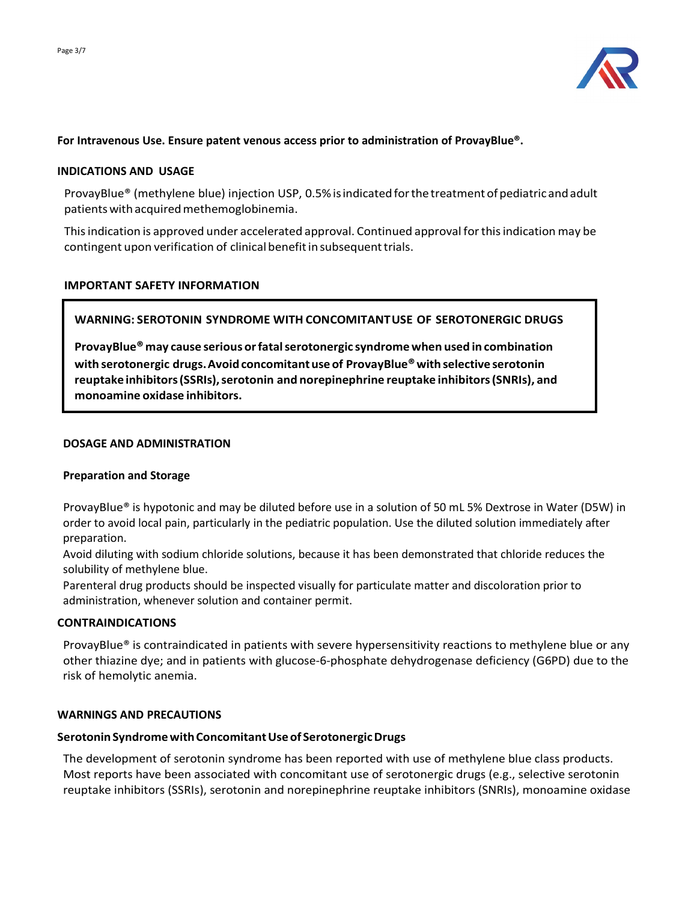**For Intravenous Use. Ensure patent venous access prior to administration of ProvayBlue®.**

## INDICATIONS AND USAGE

ProvayBlue® (methylene blue) injection USP, 0.5% is indicated for the treatment of pediatric and adult patients with acquired methemoglobinemia.

This indication is approved under accelerated approval. Continued approval for this indication may be contingent upon verification of clinical benefit in subsequent trials.

## IMPORTANT SAFETY INFORMATION

> **WARNING: SEROTONIN SYNDROME WITH CONCOMITANT USE OF SEROTONERGIC DRUGS**
>
> **ProvayBlue® may cause serious or fatal serotonergic syndrome when used in combination with serotonergic drugs. Avoid concomitant use of ProvayBlue® with selective serotonin reuptake inhibitors (SSRIs), serotonin and norepinephrine reuptake inhibitors (SNRIs), and monoamine oxidase inhibitors.**

## DOSAGE AND ADMINISTRATION

### Preparation and Storage

ProvayBlue® is hypotonic and may be diluted before use in a solution of 50 mL 5% Dextrose in Water (D5W) in order to avoid local pain, particularly in the pediatric population. Use the diluted solution immediately after preparation.

Avoid diluting with sodium chloride solutions, because it has been demonstrated that chloride reduces the solubility of methylene blue.

Parenteral drug products should be inspected visually for particulate matter and discoloration prior to administration, whenever solution and container permit.

## CONTRAINDICATIONS

ProvayBlue® is contraindicated in patients with severe hypersensitivity reactions to methylene blue or any other thiazine dye; and in patients with glucose-6-phosphate dehydrogenase deficiency (G6PD) due to the risk of hemolytic anemia.

## WARNINGS AND PRECAUTIONS

### Serotonin Syndrome with Concomitant Use of Serotonergic Drugs

The development of serotonin syndrome has been reported with use of methylene blue class products. Most reports have been associated with concomitant use of serotonergic drugs (e.g., selective serotonin reuptake inhibitors (SSRIs), serotonin and norepinephrine reuptake inhibitors (SNRIs), monoamine oxidase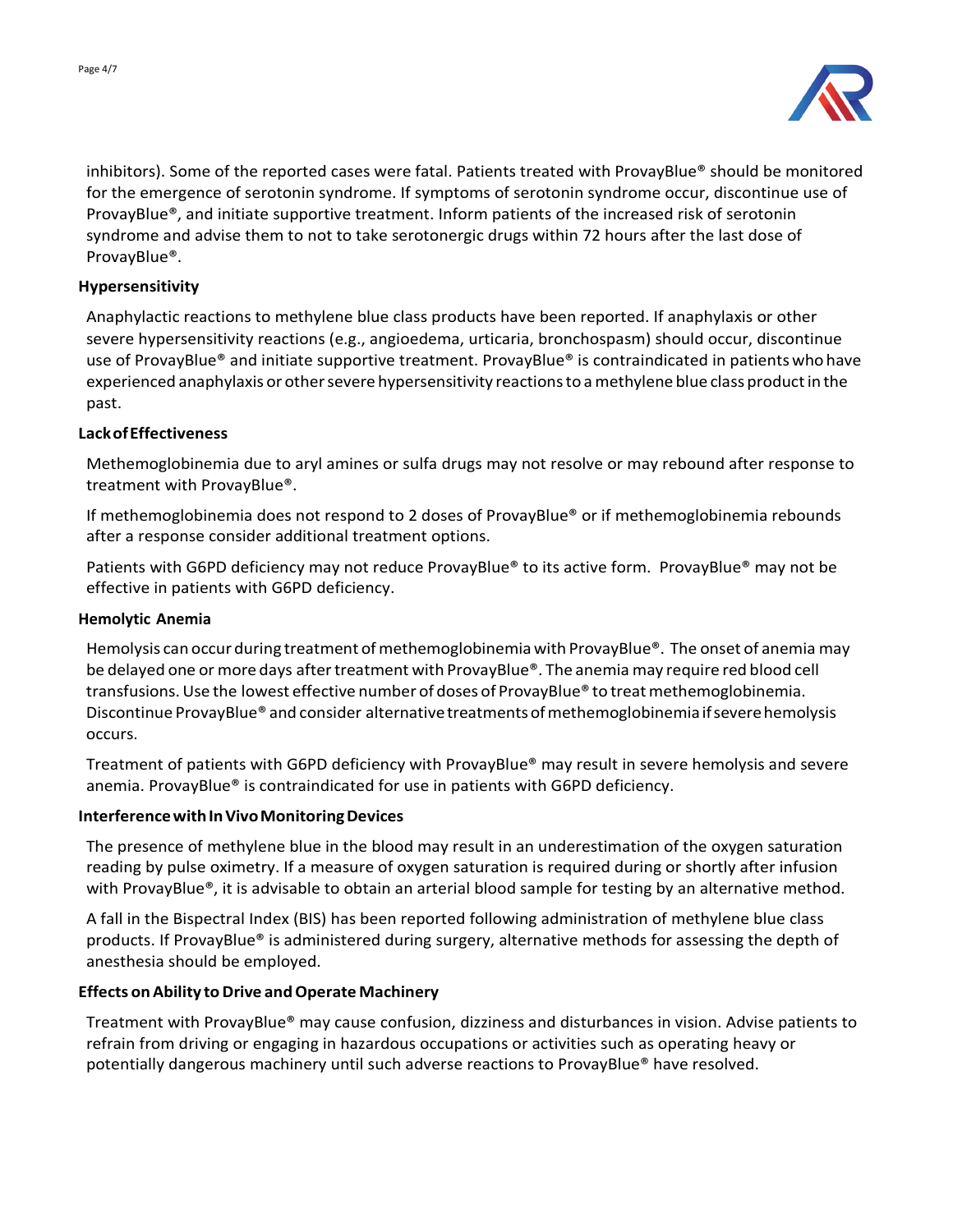inhibitors). Some of the reported cases were fatal. Patients treated with ProvayBlue® should be monitored for the emergence of serotonin syndrome. If symptoms of serotonin syndrome occur, discontinue use of ProvayBlue®, and initiate supportive treatment. Inform patients of the increased risk of serotonin syndrome and advise them to not to take serotonergic drugs within 72 hours after the last dose of ProvayBlue®.

**Hypersensitivity**

Anaphylactic reactions to methylene blue class products have been reported. If anaphylaxis or other severe hypersensitivity reactions (e.g., angioedema, urticaria, bronchospasm) should occur, discontinue use of ProvayBlue® and initiate supportive treatment. ProvayBlue® is contraindicated in patients who have experienced anaphylaxis or other severe hypersensitivity reactions to a methylene blue class product in the past.

**Lack of Effectiveness**

Methemoglobinemia due to aryl amines or sulfa drugs may not resolve or may rebound after response to treatment with ProvayBlue®.

If methemoglobinemia does not respond to 2 doses of ProvayBlue® or if methemoglobinemia rebounds after a response consider additional treatment options.

Patients with G6PD deficiency may not reduce ProvayBlue® to its active form. ProvayBlue® may not be effective in patients with G6PD deficiency.

**Hemolytic Anemia**

Hemolysis can occur during treatment of methemoglobinemia with ProvayBlue®. The onset of anemia may be delayed one or more days after treatment with ProvayBlue®. The anemia may require red blood cell transfusions. Use the lowest effective number of doses of ProvayBlue® to treat methemoglobinemia. Discontinue ProvayBlue® and consider alternative treatments of methemoglobinemia if severe hemolysis occurs.

Treatment of patients with G6PD deficiency with ProvayBlue® may result in severe hemolysis and severe anemia. ProvayBlue® is contraindicated for use in patients with G6PD deficiency.

**Interference with In Vivo Monitoring Devices**

The presence of methylene blue in the blood may result in an underestimation of the oxygen saturation reading by pulse oximetry. If a measure of oxygen saturation is required during or shortly after infusion with ProvayBlue®, it is advisable to obtain an arterial blood sample for testing by an alternative method.

A fall in the Bispectral Index (BIS) has been reported following administration of methylene blue class products. If ProvayBlue® is administered during surgery, alternative methods for assessing the depth of anesthesia should be employed.

**Effects on Ability to Drive and Operate Machinery**

Treatment with ProvayBlue® may cause confusion, dizziness and disturbances in vision. Advise patients to refrain from driving or engaging in hazardous occupations or activities such as operating heavy or potentially dangerous machinery until such adverse reactions to ProvayBlue® have resolved.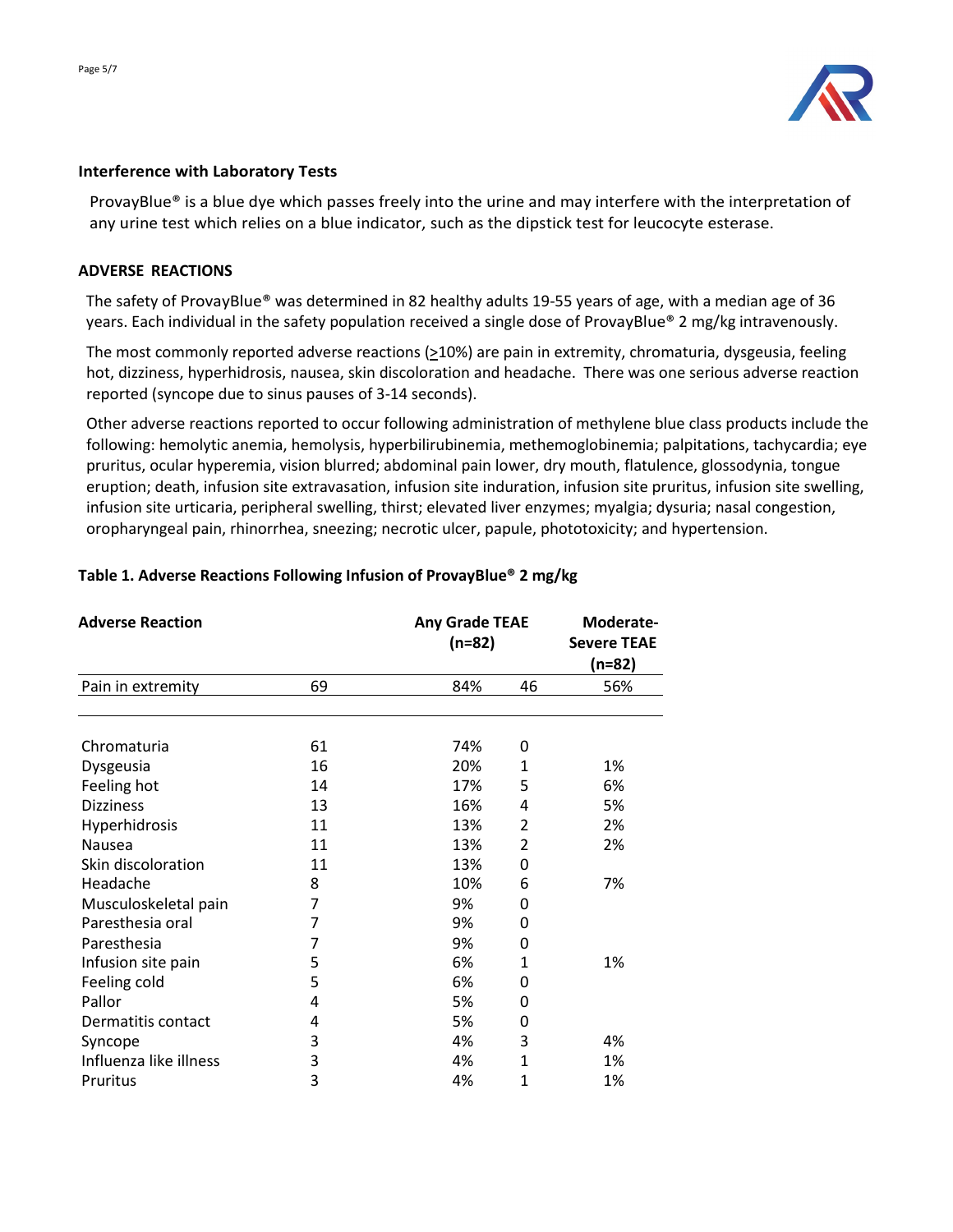### Interference with Laboratory Tests

ProvayBlue® is a blue dye which passes freely into the urine and may interfere with the interpretation of any urine test which relies on a blue indicator, such as the dipstick test for leucocyte esterase.

### ADVERSE REACTIONS

The safety of ProvayBlue® was determined in 82 healthy adults 19-55 years of age, with a median age of 36 years. Each individual in the safety population received a single dose of ProvayBlue® 2 mg/kg intravenously.

The most commonly reported adverse reactions (≥10%) are pain in extremity, chromaturia, dysgeusia, feeling hot, dizziness, hyperhidrosis, nausea, skin discoloration and headache. There was one serious adverse reaction reported (syncope due to sinus pauses of 3-14 seconds).

Other adverse reactions reported to occur following administration of methylene blue class products include the following: hemolytic anemia, hemolysis, hyperbilirubinemia, methemoglobinemia; palpitations, tachycardia; eye pruritus, ocular hyperemia, vision blurred; abdominal pain lower, dry mouth, flatulence, glossodynia, tongue eruption; death, infusion site extravasation, infusion site induration, infusion site pruritus, infusion site swelling, infusion site urticaria, peripheral swelling, thirst; elevated liver enzymes; myalgia; dysuria; nasal congestion, oropharyngeal pain, rhinorrhea, sneezing; necrotic ulcer, papule, phototoxicity; and hypertension.

**Table 1. Adverse Reactions Following Infusion of ProvayBlue® 2 mg/kg**

| Adverse Reaction | Any Grade TEAE (n=82) | | Moderate-Severe TEAE (n=82) | |
|---|---|---|---|---|
| Pain in extremity | 69 | 84% | 46 | 56% |
| Chromaturia | 61 | 74% | 0 | |
| Dysgeusia | 16 | 20% | 1 | 1% |
| Feeling hot | 14 | 17% | 5 | 6% |
| Dizziness | 13 | 16% | 4 | 5% |
| Hyperhidrosis | 11 | 13% | 2 | 2% |
| Nausea | 11 | 13% | 2 | 2% |
| Skin discoloration | 11 | 13% | 0 | |
| Headache | 8 | 10% | 6 | 7% |
| Musculoskeletal pain | 7 | 9% | 0 | |
| Paresthesia oral | 7 | 9% | 0 | |
| Paresthesia | 7 | 9% | 0 | |
| Infusion site pain | 5 | 6% | 1 | 1% |
| Feeling cold | 5 | 6% | 0 | |
| Pallor | 4 | 5% | 0 | |
| Dermatitis contact | 4 | 5% | 0 | |
| Syncope | 3 | 4% | 3 | 4% |
| Influenza like illness | 3 | 4% | 1 | 1% |
| Pruritus | 3 | 4% | 1 | 1% |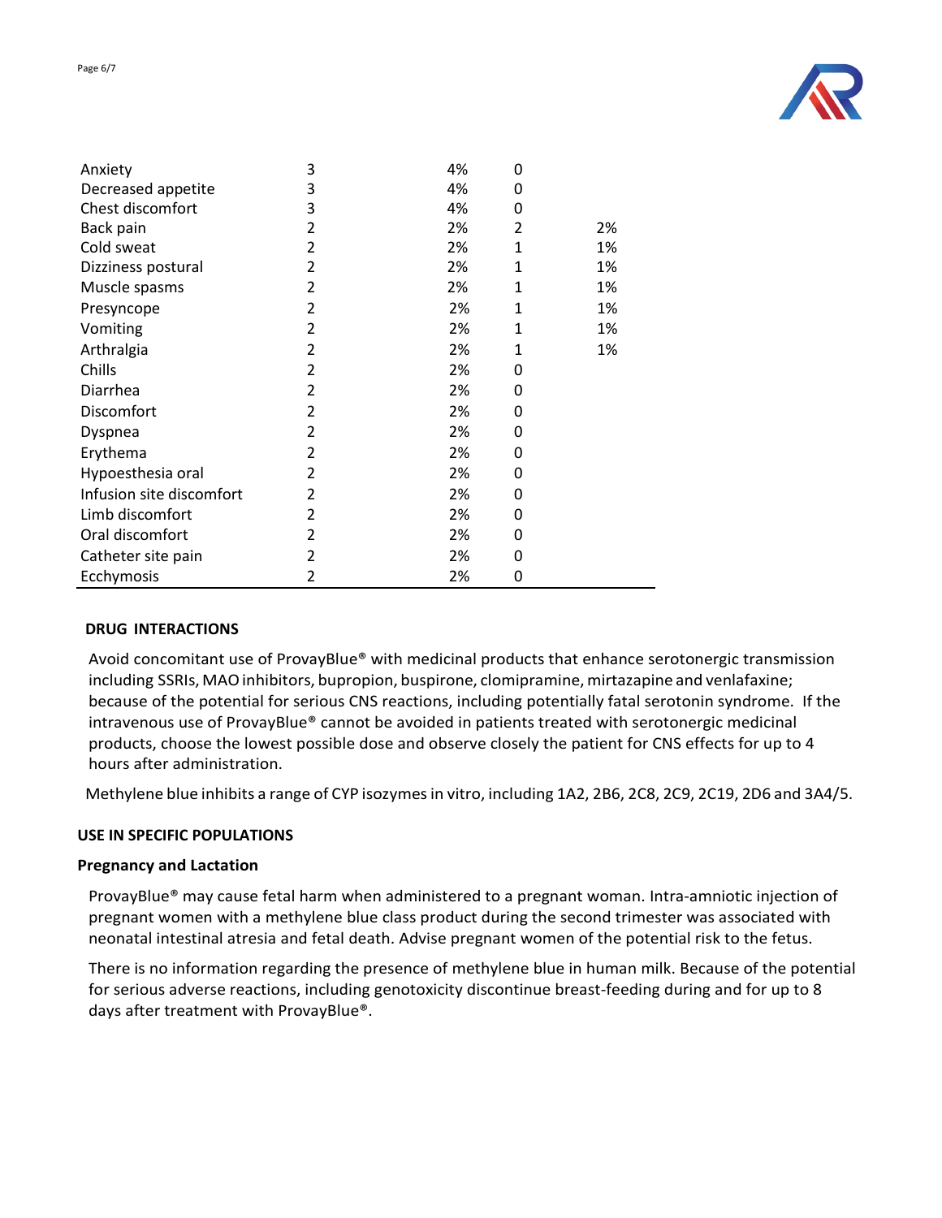|  |  |  |  |  |
|---|---|---|---|---|
| Anxiety | 3 | 4% | 0 |  |
| Decreased appetite | 3 | 4% | 0 |  |
| Chest discomfort | 3 | 4% | 0 |  |
| Back pain | 2 | 2% | 2 | 2% |
| Cold sweat | 2 | 2% | 1 | 1% |
| Dizziness postural | 2 | 2% | 1 | 1% |
| Muscle spasms | 2 | 2% | 1 | 1% |
| Presyncope | 2 | 2% | 1 | 1% |
| Vomiting | 2 | 2% | 1 | 1% |
| Arthralgia | 2 | 2% | 1 | 1% |
| Chills | 2 | 2% | 0 |  |
| Diarrhea | 2 | 2% | 0 |  |
| Discomfort | 2 | 2% | 0 |  |
| Dyspnea | 2 | 2% | 0 |  |
| Erythema | 2 | 2% | 0 |  |
| Hypoesthesia oral | 2 | 2% | 0 |  |
| Infusion site discomfort | 2 | 2% | 0 |  |
| Limb discomfort | 2 | 2% | 0 |  |
| Oral discomfort | 2 | 2% | 0 |  |
| Catheter site pain | 2 | 2% | 0 |  |
| Ecchymosis | 2 | 2% | 0 |  |

## DRUG INTERACTIONS

Avoid concomitant use of ProvayBlue® with medicinal products that enhance serotonergic transmission including SSRIs, MAO inhibitors, bupropion, buspirone, clomipramine, mirtazapine and venlafaxine; because of the potential for serious CNS reactions, including potentially fatal serotonin syndrome. If the intravenous use of ProvayBlue® cannot be avoided in patients treated with serotonergic medicinal products, choose the lowest possible dose and observe closely the patient for CNS effects for up to 4 hours after administration.

Methylene blue inhibits a range of CYP isozymes in vitro, including 1A2, 2B6, 2C8, 2C9, 2C19, 2D6 and 3A4/5.

## USE IN SPECIFIC POPULATIONS

### Pregnancy and Lactation

ProvayBlue® may cause fetal harm when administered to a pregnant woman. Intra-amniotic injection of pregnant women with a methylene blue class product during the second trimester was associated with neonatal intestinal atresia and fetal death. Advise pregnant women of the potential risk to the fetus.

There is no information regarding the presence of methylene blue in human milk. Because of the potential for serious adverse reactions, including genotoxicity discontinue breast-feeding during and for up to 8 days after treatment with ProvayBlue®.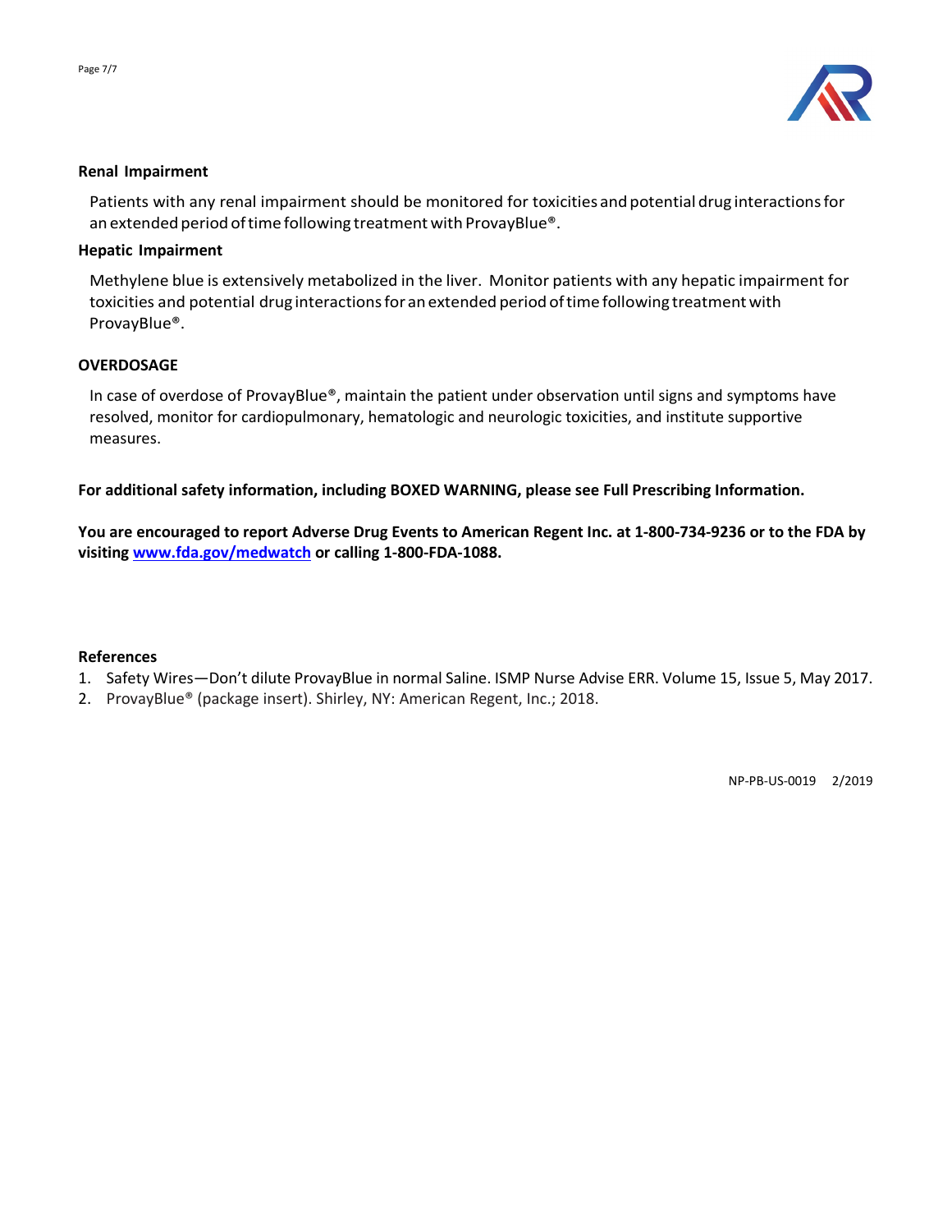**Renal Impairment**

Patients with any renal impairment should be monitored for toxicities and potential drug interactions for an extended period of time following treatment with ProvayBlue®.

**Hepatic Impairment**

Methylene blue is extensively metabolized in the liver. Monitor patients with any hepatic impairment for toxicities and potential drug interactions for an extended period of time following treatment with ProvayBlue®.

**OVERDOSAGE**

In case of overdose of ProvayBlue®, maintain the patient under observation until signs and symptoms have resolved, monitor for cardiopulmonary, hematologic and neurologic toxicities, and institute supportive measures.

**For additional safety information, including BOXED WARNING, please see Full Prescribing Information.**

**You are encouraged to report Adverse Drug Events to American Regent Inc. at 1-800-734-9236 or to the FDA by visiting [www.fda.gov/medwatch](http://www.fda.gov/medwatch) or calling 1-800-FDA-1088.**

**References**

1. Safety Wires—Don't dilute ProvayBlue in normal Saline. ISMP Nurse Advise ERR. Volume 15, Issue 5, May 2017.
2. ProvayBlue® (package insert). Shirley, NY: American Regent, Inc.; 2018.

NP-PB-US-0019 2/2019